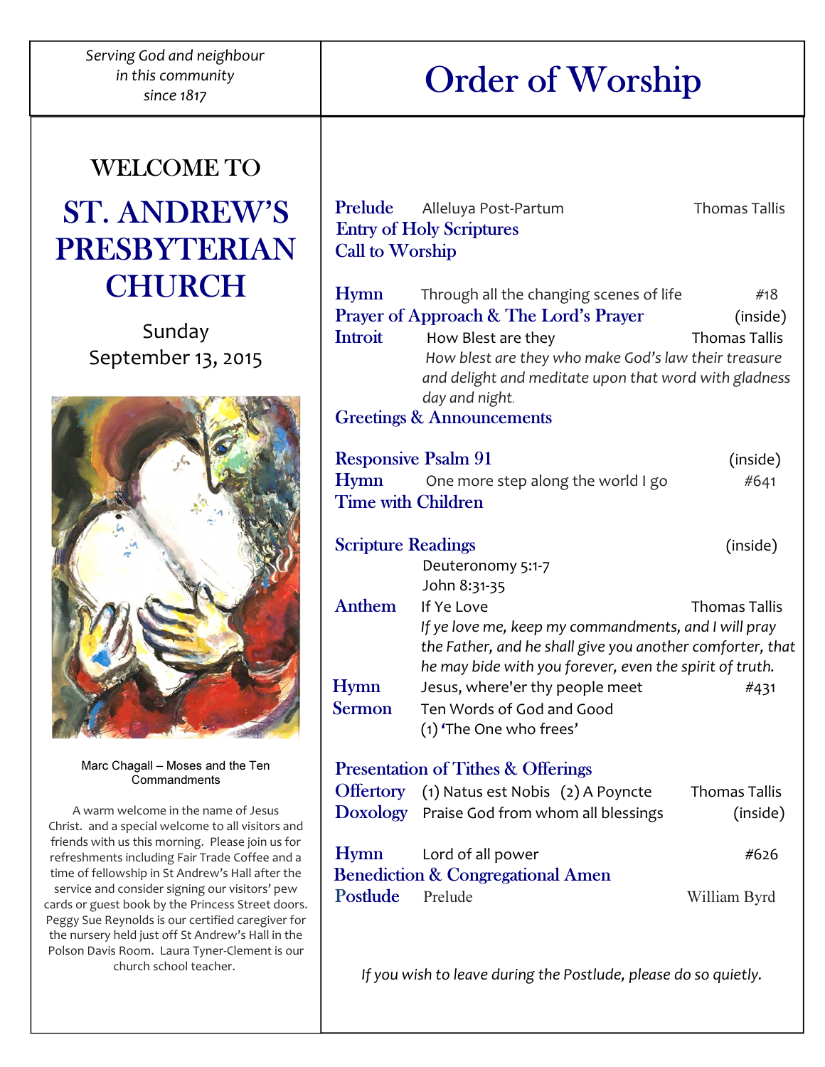*Serving God and neighbour*
*in this community*
*since 1817*

WELCOME TO

# ST. ANDREW'S PRESBYTERIAN CHURCH

Sunday
September 13, 2015

Marc Chagall – Moses and the Ten Commandments

A warm welcome in the name of Jesus Christ. and a special welcome to all visitors and friends with us this morning. Please join us for refreshments including Fair Trade Coffee and a time of fellowship in St Andrew's Hall after the service and consider signing our visitors' pew cards or guest book by the Princess Street doors. Peggy Sue Reynolds is our certified caregiver for the nursery held just off St Andrew's Hall in the Polson Davis Room. Laura Tyner-Clement is our church school teacher.

# Order of Worship

**Prelude** Alleluya Post-Partum — Thomas Tallis
**Entry of Holy Scriptures**
**Call to Worship**

**Hymn** Through all the changing scenes of life — #18
**Prayer of Approach & The Lord's Prayer** — (inside)
**Introit** How Blest are they — Thomas Tallis
*How blest are they who make God's law their treasure and delight and meditate upon that word with gladness day and night.*
**Greetings & Announcements**

**Responsive Psalm 91** — (inside)
**Hymn** One more step along the world I go — #641
**Time with Children**

**Scripture Readings** — (inside)
Deuteronomy 5:1-7
John 8:31-35
**Anthem** If Ye Love — Thomas Tallis
*If ye love me, keep my commandments, and I will pray the Father, and he shall give you another comforter, that he may bide with you forever, even the spirit of truth.*
**Hymn** Jesus, where'er thy people meet — #431
**Sermon** Ten Words of God and Good
(1) 'The One who frees'

**Presentation of Tithes & Offerings**
**Offertory** (1) Natus est Nobis (2) A Poyncte — Thomas Tallis
**Doxology** Praise God from whom all blessings — (inside)

**Hymn** Lord of all power — #626
**Benediction & Congregational Amen**
**Postlude** Prelude — William Byrd

*If you wish to leave during the Postlude, please do so quietly.*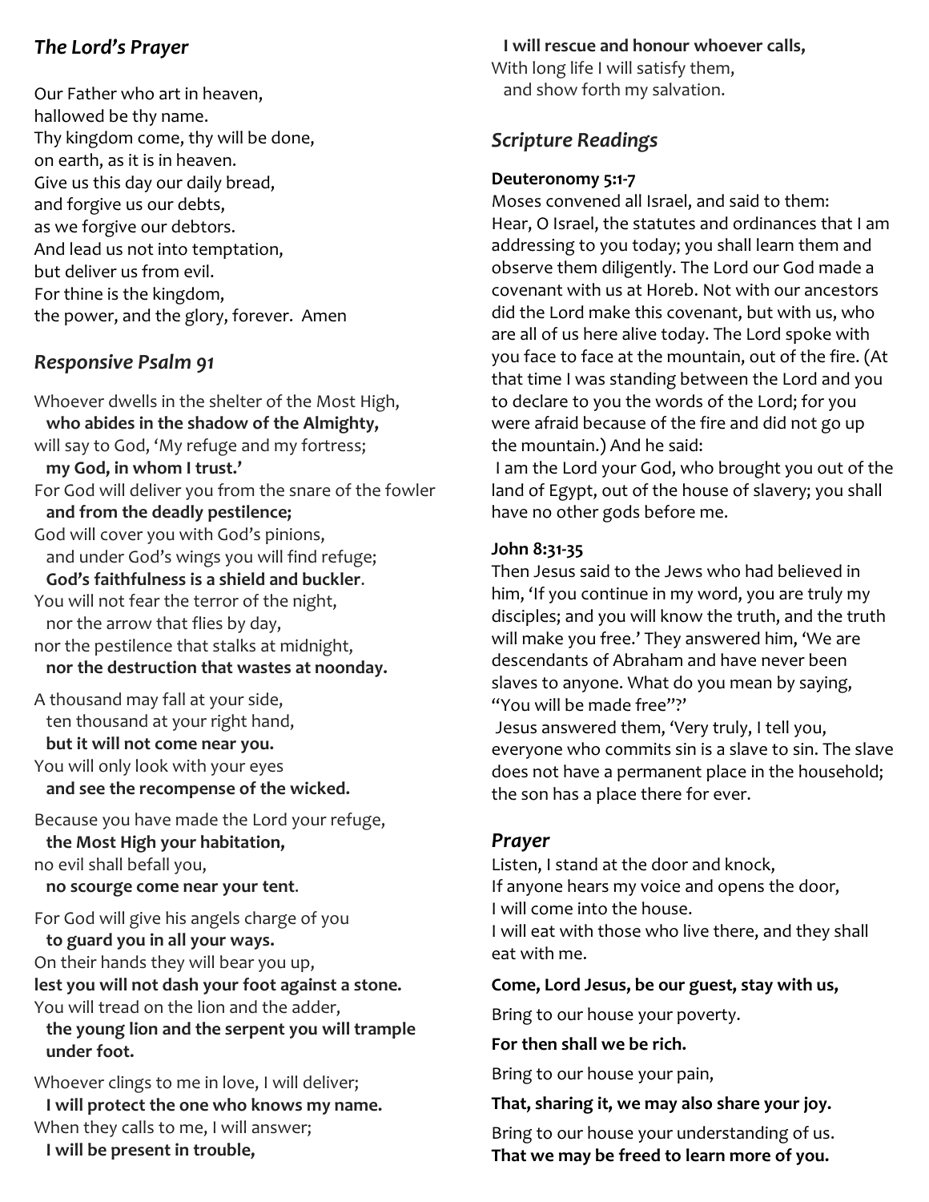## *The Lord's Prayer*

Our Father who art in heaven,
hallowed be thy name.
Thy kingdom come, thy will be done,
on earth, as it is in heaven.
Give us this day our daily bread,
and forgive us our debts,
as we forgive our debtors.
And lead us not into temptation,
but deliver us from evil.
For thine is the kingdom,
the power, and the glory, forever. Amen

## *Responsive Psalm 91*

Whoever dwells in the shelter of the Most High,
**who abides in the shadow of the Almighty,**
will say to God, 'My refuge and my fortress;
**my God, in whom I trust.'**
For God will deliver you from the snare of the fowler
**and from the deadly pestilence;**
God will cover you with God's pinions,
and under God's wings you will find refuge;
**God's faithfulness is a shield and buckler**.
You will not fear the terror of the night,
nor the arrow that flies by day,
nor the pestilence that stalks at midnight,
**nor the destruction that wastes at noonday.**

A thousand may fall at your side,
ten thousand at your right hand,
**but it will not come near you.**
You will only look with your eyes
**and see the recompense of the wicked.**

Because you have made the Lord your refuge,
**the Most High your habitation,**
no evil shall befall you,
**no scourge come near your tent**.

For God will give his angels charge of you
**to guard you in all your ways.**
On their hands they will bear you up,
**lest you will not dash your foot against a stone.**
You will tread on the lion and the adder,
**the young lion and the serpent you will trample under foot.**

Whoever clings to me in love, I will deliver;
**I will protect the one who knows my name.**
When they calls to me, I will answer;
**I will be present in trouble,**
**I will rescue and honour whoever calls,**
With long life I will satisfy them,
and show forth my salvation.

## *Scripture Readings*

**Deuteronomy 5:1-7**

Moses convened all Israel, and said to them: Hear, O Israel, the statutes and ordinances that I am addressing to you today; you shall learn them and observe them diligently. The Lord our God made a covenant with us at Horeb. Not with our ancestors did the Lord make this covenant, but with us, who are all of us here alive today. The Lord spoke with you face to face at the mountain, out of the fire. (At that time I was standing between the Lord and you to declare to you the words of the Lord; for you were afraid because of the fire and did not go up the mountain.) And he said:
I am the Lord your God, who brought you out of the land of Egypt, out of the house of slavery; you shall have no other gods before me.

**John 8:31-35**

Then Jesus said to the Jews who had believed in him, 'If you continue in my word, you are truly my disciples; and you will know the truth, and the truth will make you free.' They answered him, 'We are descendants of Abraham and have never been slaves to anyone. What do you mean by saying, "You will be made free"?'
Jesus answered them, 'Very truly, I tell you, everyone who commits sin is a slave to sin. The slave does not have a permanent place in the household; the son has a place there for ever.

## *Prayer*

Listen, I stand at the door and knock,
If anyone hears my voice and opens the door,
I will come into the house.
I will eat with those who live there, and they shall eat with me.

**Come, Lord Jesus, be our guest, stay with us,**

Bring to our house your poverty.

**For then shall we be rich.**

Bring to our house your pain,

**That, sharing it, we may also share your joy.**

Bring to our house your understanding of us.
**That we may be freed to learn more of you.**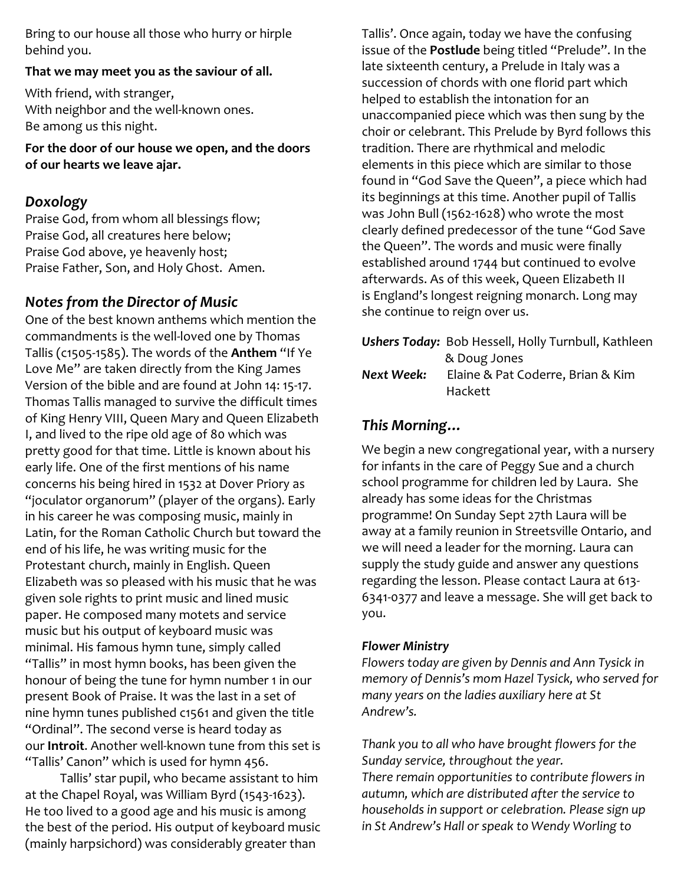Bring to our house all those who hurry or hirple behind you.

**That we may meet you as the saviour of all.**

With friend, with stranger,
With neighbor and the well-known ones.
Be among us this night.

**For the door of our house we open, and the doors of our hearts we leave ajar.**

## *Doxology*

Praise God, from whom all blessings flow;
Praise God, all creatures here below;
Praise God above, ye heavenly host;
Praise Father, Son, and Holy Ghost. Amen.

## *Notes from the Director of Music*

One of the best known anthems which mention the commandments is the well-loved one by Thomas Tallis (c1505-1585). The words of the **Anthem** "If Ye Love Me" are taken directly from the King James Version of the bible and are found at John 14: 15-17. Thomas Tallis managed to survive the difficult times of King Henry VIII, Queen Mary and Queen Elizabeth I, and lived to the ripe old age of 80 which was pretty good for that time. Little is known about his early life. One of the first mentions of his name concerns his being hired in 1532 at Dover Priory as "joculator organorum" (player of the organs). Early in his career he was composing music, mainly in Latin, for the Roman Catholic Church but toward the end of his life, he was writing music for the Protestant church, mainly in English. Queen Elizabeth was so pleased with his music that he was given sole rights to print music and lined music paper. He composed many motets and service music but his output of keyboard music was minimal. His famous hymn tune, simply called "Tallis" in most hymn books, has been given the honour of being the tune for hymn number 1 in our present Book of Praise. It was the last in a set of nine hymn tunes published c1561 and given the title "Ordinal". The second verse is heard today as our **Introit**. Another well-known tune from this set is "Tallis' Canon" which is used for hymn 456.

Tallis' star pupil, who became assistant to him at the Chapel Royal, was William Byrd (1543-1623). He too lived to a good age and his music is among the best of the period. His output of keyboard music (mainly harpsichord) was considerably greater than Tallis'. Once again, today we have the confusing issue of the **Postlude** being titled "Prelude". In the late sixteenth century, a Prelude in Italy was a succession of chords with one florid part which helped to establish the intonation for an unaccompanied piece which was then sung by the choir or celebrant. This Prelude by Byrd follows this tradition. There are rhythmical and melodic elements in this piece which are similar to those found in "God Save the Queen", a piece which had its beginnings at this time. Another pupil of Tallis was John Bull (1562-1628) who wrote the most clearly defined predecessor of the tune "God Save the Queen". The words and music were finally established around 1744 but continued to evolve afterwards. As of this week, Queen Elizabeth II is England's longest reigning monarch. Long may she continue to reign over us.

***Ushers Today:*** Bob Hessell, Holly Turnbull, Kathleen & Doug Jones
***Next Week:*** Elaine & Pat Coderre, Brian & Kim Hackett

## *This Morning…*

We begin a new congregational year, with a nursery for infants in the care of Peggy Sue and a church school programme for children led by Laura. She already has some ideas for the Christmas programme! On Sunday Sept 27th Laura will be away at a family reunion in Streetsville Ontario, and we will need a leader for the morning. Laura can supply the study guide and answer any questions regarding the lesson. Please contact Laura at 613-6341-0377 and leave a message. She will get back to you.

***Flower Ministry***

*Flowers today are given by Dennis and Ann Tysick in memory of Dennis's mom Hazel Tysick, who served for many years on the ladies auxiliary here at St Andrew's.*

*Thank you to all who have brought flowers for the Sunday service, throughout the year.*
*There remain opportunities to contribute flowers in autumn, which are distributed after the service to households in support or celebration. Please sign up in St Andrew's Hall or speak to Wendy Worling to*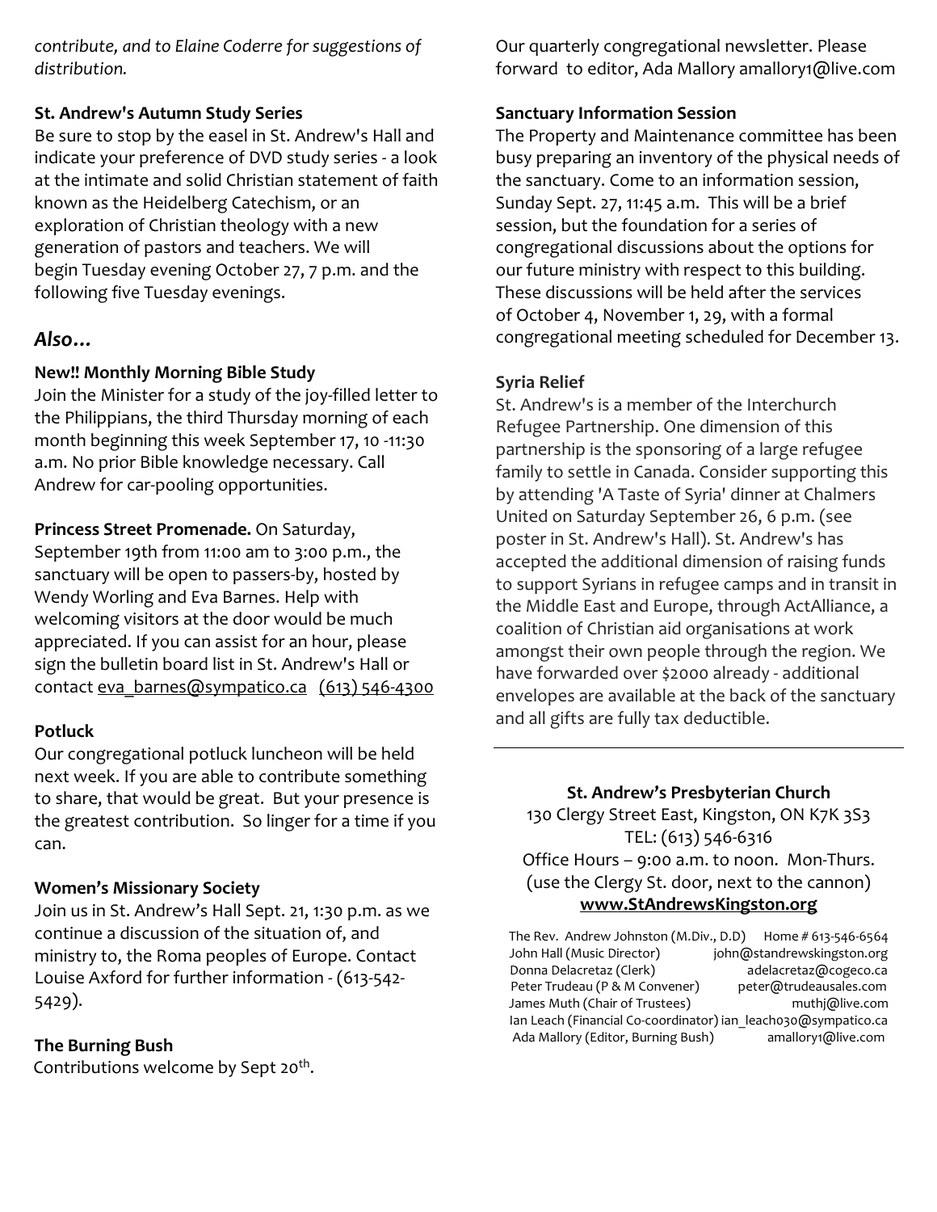*contribute, and to Elaine Coderre for suggestions of distribution.*

**St. Andrew's Autumn Study Series**

Be sure to stop by the easel in St. Andrew's Hall and indicate your preference of DVD study series - a look at the intimate and solid Christian statement of faith known as the Heidelberg Catechism, or an exploration of Christian theology with a new generation of pastors and teachers. We will begin Tuesday evening October 27, 7 p.m. and the following five Tuesday evenings.

## *Also…*

**New!! Monthly Morning Bible Study**

Join the Minister for a study of the joy-filled letter to the Philippians, the third Thursday morning of each month beginning this week September 17, 10 -11:30 a.m. No prior Bible knowledge necessary. Call Andrew for car-pooling opportunities.

**Princess Street Promenade.** On Saturday, September 19th from 11:00 am to 3:00 p.m., the sanctuary will be open to passers-by, hosted by Wendy Worling and Eva Barnes. Help with welcoming visitors at the door would be much appreciated. If you can assist for an hour, please sign the bulletin board list in St. Andrew's Hall or contact eva_barnes@sympatico.ca (613) 546-4300

**Potluck**

Our congregational potluck luncheon will be held next week. If you are able to contribute something to share, that would be great. But your presence is the greatest contribution. So linger for a time if you can.

**Women's Missionary Society**

Join us in St. Andrew's Hall Sept. 21, 1:30 p.m. as we continue a discussion of the situation of, and ministry to, the Roma peoples of Europe. Contact Louise Axford for further information - (613-542-5429).

**The Burning Bush**

Contributions welcome by Sept 20th. Our quarterly congregational newsletter. Please forward to editor, Ada Mallory amallory1@live.com

**Sanctuary Information Session**

The Property and Maintenance committee has been busy preparing an inventory of the physical needs of the sanctuary. Come to an information session, Sunday Sept. 27, 11:45 a.m. This will be a brief session, but the foundation for a series of congregational discussions about the options for our future ministry with respect to this building. These discussions will be held after the services of October 4, November 1, 29, with a formal congregational meeting scheduled for December 13.

**Syria Relief**

St. Andrew's is a member of the Interchurch Refugee Partnership. One dimension of this partnership is the sponsoring of a large refugee family to settle in Canada. Consider supporting this by attending 'A Taste of Syria' dinner at Chalmers United on Saturday September 26, 6 p.m. (see poster in St. Andrew's Hall). St. Andrew's has accepted the additional dimension of raising funds to support Syrians in refugee camps and in transit in the Middle East and Europe, through ActAlliance, a coalition of Christian aid organisations at work amongst their own people through the region. We have forwarded over $2000 already - additional envelopes are available at the back of the sanctuary and all gifts are fully tax deductible.

---

**St. Andrew's Presbyterian Church**

130 Clergy Street East, Kingston, ON K7K 3S3
TEL: (613) 546-6316
Office Hours – 9:00 a.m. to noon. Mon-Thurs.
(use the Clergy St. door, next to the cannon)
**www.StAndrewsKingston.org**

The Rev. Andrew Johnston (M.Div., D.D) Home # 613-546-6564
John Hall (Music Director) john@standrewskingston.org
Donna Delacretaz (Clerk) adelacretaz@cogeco.ca
Peter Trudeau (P & M Convener) peter@trudeausales.com
James Muth (Chair of Trustees) muthj@live.com
Ian Leach (Financial Co-coordinator) ian_leach030@sympatico.ca
Ada Mallory (Editor, Burning Bush) amallory1@live.com